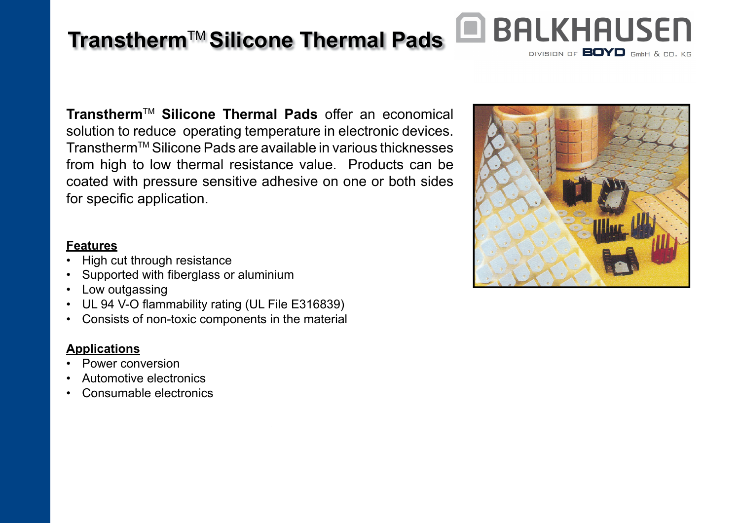# Transtherm™ Silicone Thermal Pads

BALKHAUSEN
DIVISION OF BOYD GmbH & CO. KG

**Transtherm™ Silicone Thermal Pads** offer an economical solution to reduce operating temperature in electronic devices. Transtherm™ Silicone Pads are available in various thicknesses from high to low thermal resistance value. Products can be coated with pressure sensitive adhesive on one or both sides for specific application.

**Features**

- High cut through resistance
- Supported with fiberglass or aluminium
- Low outgassing
- UL 94 V-O flammability rating (UL File E316839)
- Consists of non-toxic components in the material

**Applications**

- Power conversion
- Automotive electronics
- Consumable electronics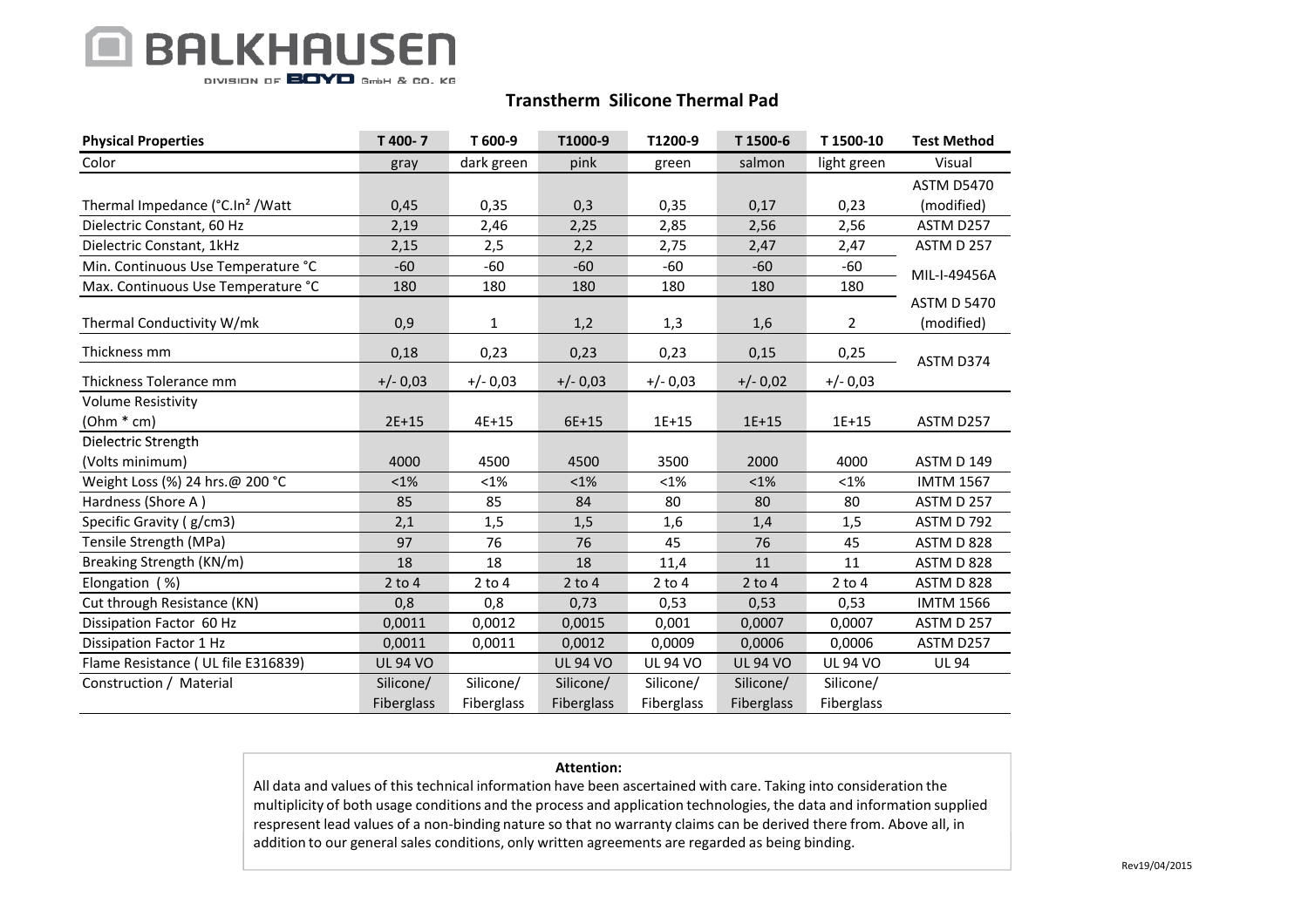BALKHAUSEN
DIVISION OF BOYD GmbH & CO. KG

## Transtherm Silicone Thermal Pad

| Physical Properties | T 400- 7 | T 600-9 | T1000-9 | T1200-9 | T 1500-6 | T 1500-10 | Test Method |
|---|---|---|---|---|---|---|---|
| Color | gray | dark green | pink | green | salmon | light green | Visual |
| Thermal Impedance (°C.In² /Watt | 0,45 | 0,35 | 0,3 | 0,35 | 0,17 | 0,23 | ASTM D5470 (modified) |
| Dielectric Constant, 60 Hz | 2,19 | 2,46 | 2,25 | 2,85 | 2,56 | 2,56 | ASTM D257 |
| Dielectric Constant, 1kHz | 2,15 | 2,5 | 2,2 | 2,75 | 2,47 | 2,47 | ASTM D 257 |
| Min. Continuous Use Temperature °C | -60 | -60 | -60 | -60 | -60 | -60 | MIL-I-49456A |
| Max. Continuous Use Temperature °C | 180 | 180 | 180 | 180 | 180 | 180 | MIL-I-49456A |
| Thermal Conductivity W/mk | 0,9 | 1 | 1,2 | 1,3 | 1,6 | 2 | ASTM D 5470 (modified) |
| Thickness mm | 0,18 | 0,23 | 0,23 | 0,23 | 0,15 | 0,25 | ASTM D374 |
| Thickness Tolerance mm | +/- 0,03 | +/- 0,03 | +/- 0,03 | +/- 0,03 | +/- 0,02 | +/- 0,03 | ASTM D374 |
| Volume Resistivity (Ohm * cm) | 2E+15 | 4E+15 | 6E+15 | 1E+15 | 1E+15 | 1E+15 | ASTM D257 |
| Dielectric Strength (Volts minimum) | 4000 | 4500 | 4500 | 3500 | 2000 | 4000 | ASTM D 149 |
| Weight Loss (%) 24 hrs.@ 200 °C | <1% | <1% | <1% | <1% | <1% | <1% | IMTM 1567 |
| Hardness (Shore A ) | 85 | 85 | 84 | 80 | 80 | 80 | ASTM D 257 |
| Specific Gravity ( g/cm3) | 2,1 | 1,5 | 1,5 | 1,6 | 1,4 | 1,5 | ASTM D 792 |
| Tensile Strength (MPa) | 97 | 76 | 76 | 45 | 76 | 45 | ASTM D 828 |
| Breaking Strength (KN/m) | 18 | 18 | 18 | 11,4 | 11 | 11 | ASTM D 828 |
| Elongation ( %) | 2 to 4 | 2 to 4 | 2 to 4 | 2 to 4 | 2 to 4 | 2 to 4 | ASTM D 828 |
| Cut through Resistance (KN) | 0,8 | 0,8 | 0,73 | 0,53 | 0,53 | 0,53 | IMTM 1566 |
| Dissipation Factor 60 Hz | 0,0011 | 0,0012 | 0,0015 | 0,001 | 0,0007 | 0,0007 | ASTM D 257 |
| Dissipation Factor 1 Hz | 0,0011 | 0,0011 | 0,0012 | 0,0009 | 0,0006 | 0,0006 | ASTM D257 |
| Flame Resistance ( UL file E316839) | UL 94 VO | | UL 94 VO | UL 94 VO | UL 94 VO | UL 94 VO | UL 94 |
| Construction / Material | Silicone/ Fiberglass | Silicone/ Fiberglass | Silicone/ Fiberglass | Silicone/ Fiberglass | Silicone/ Fiberglass | Silicone/ Fiberglass | |

**Attention:**
All data and values of this technical information have been ascertained with care. Taking into consideration the multiplicity of both usage conditions and the process and application technologies, the data and information supplied respresent lead values of a non-binding nature so that no warranty claims can be derived there from. Above all, in addition to our general sales conditions, only written agreements are regarded as being binding.

Rev19/04/2015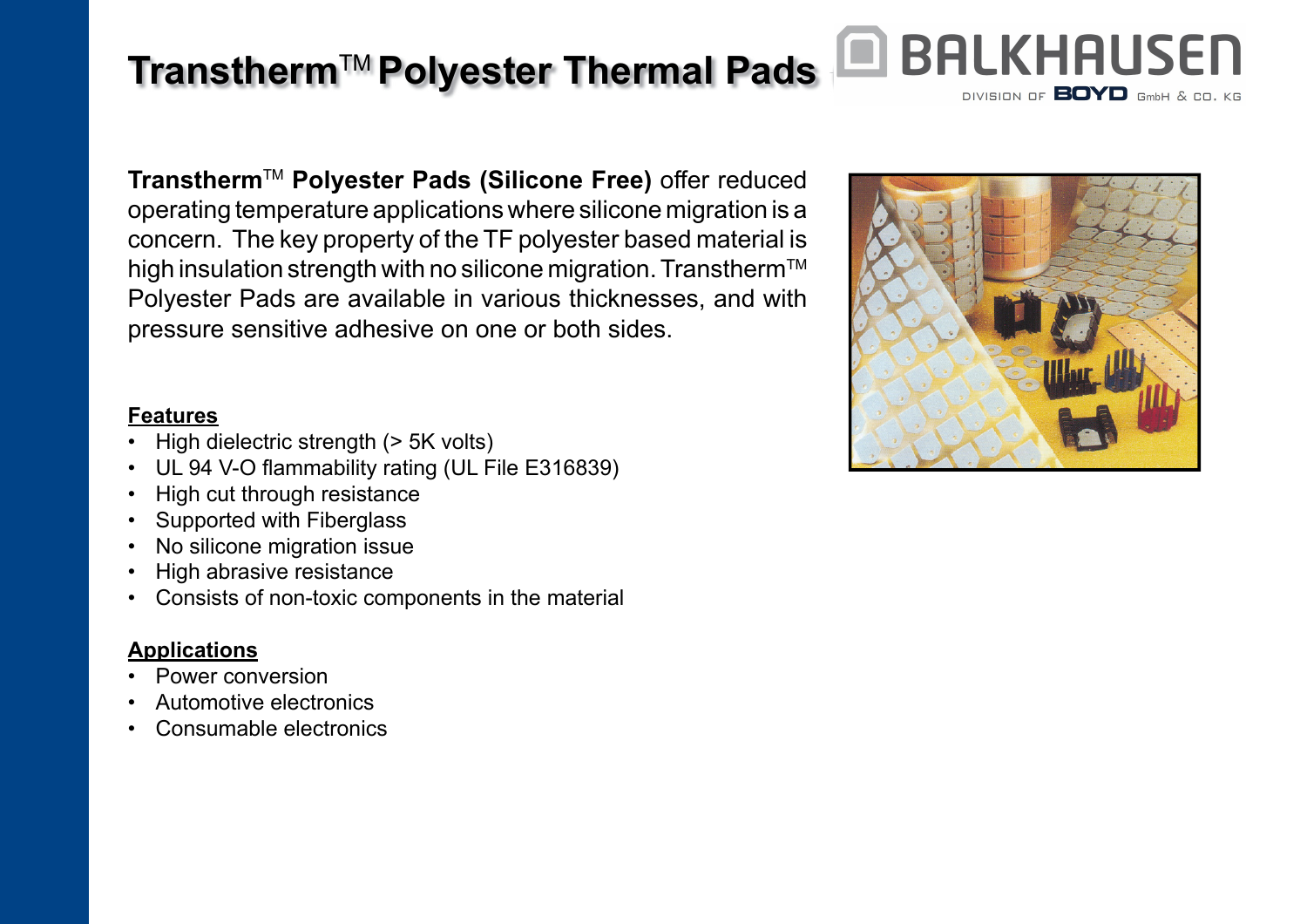# Transtherm™ Polyester Thermal Pads

**Transtherm™ Polyester Pads (Silicone Free)** offer reduced operating temperature applications where silicone migration is a concern. The key property of the TF polyester based material is high insulation strength with no silicone migration. Transtherm™ Polyester Pads are available in various thicknesses, and with pressure sensitive adhesive on one or both sides.

**Features**

- High dielectric strength (> 5K volts)
- UL 94 V-O flammability rating (UL File E316839)
- High cut through resistance
- Supported with Fiberglass
- No silicone migration issue
- High abrasive resistance
- Consists of non-toxic components in the material

**Applications**

- Power conversion
- Automotive electronics
- Consumable electronics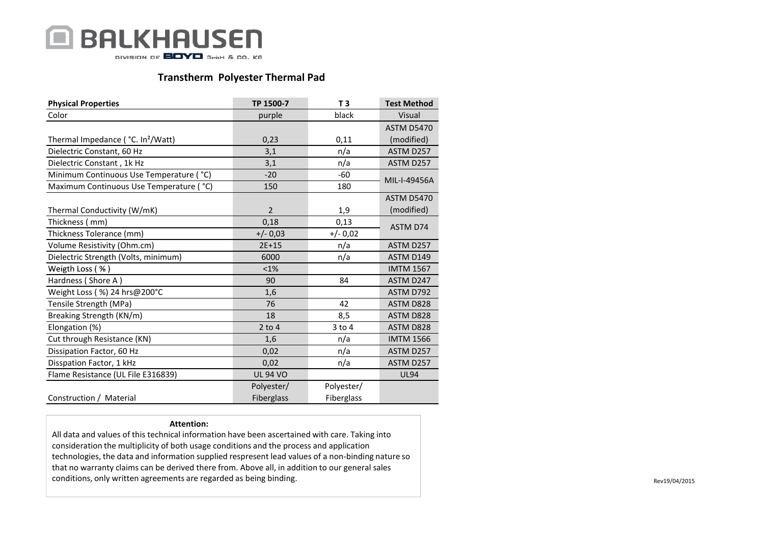BALKHAUSEN

DIVISION OF BOYD GmbH & CO. KG

## Transtherm Polyester Thermal Pad

| Physical Properties | TP 1500-7 | T 3 | Test Method |
|---|---|---|---|
| Color | purple | black | Visual |
| Thermal Impedance ( °C. In²/Watt) | 0,23 | 0,11 | ASTM D5470 (modified) |
| Dielectric Constant, 60 Hz | 3,1 | n/a | ASTM D257 |
| Dielectric Constant , 1k Hz | 3,1 | n/a | ASTM D257 |
| Minimum Continuous Use Temperature ( °C) | -20 | -60 | MIL-I-49456A |
| Maximum Continuous Use Temperature ( °C) | 150 | 180 | |
| Thermal Conductivity (W/mK) | 2 | 1,9 | ASTM D5470 (modified) |
| Thickness ( mm) | 0,18 | 0,13 | ASTM D74 |
| Thickness Tolerance (mm) | +/- 0,03 | +/- 0,02 | |
| Volume Resistivity (Ohm.cm) | 2E+15 | n/a | ASTM D257 |
| Dielectric Strength (Volts, minimum) | 6000 | n/a | ASTM D149 |
| Weigth Loss ( % ) | <1% | | IMTM 1567 |
| Hardness ( Shore A ) | 90 | 84 | ASTM D247 |
| Weight Loss ( %) 24 hrs@200°C | 1,6 | | ASTM D792 |
| Tensile Strength (MPa) | 76 | 42 | ASTM D828 |
| Breaking Strength (KN/m) | 18 | 8,5 | ASTM D828 |
| Elongation (%) | 2 to 4 | 3 to 4 | ASTM D828 |
| Cut through Resistance (KN) | 1,6 | n/a | IMTM 1566 |
| Dissipation Factor, 60 Hz | 0,02 | n/a | ASTM D257 |
| Disspation Factor, 1 kHz | 0,02 | n/a | ASTM D257 |
| Flame Resistance (UL File E316839) | UL 94 VO | | UL94 |
| Construction / Material | Polyester/ Fiberglass | Polyester/ Fiberglass | |

**Attention:**

All data and values of this technical information have been ascertained with care. Taking into consideration the multiplicity of both usage conditions and the process and application technologies, the data and information supplied respresent lead values of a non-binding nature so that no warranty claims can be derived there from. Above all, in addition to our general sales conditions, only written agreements are regarded as being binding.

Rev19/04/2015